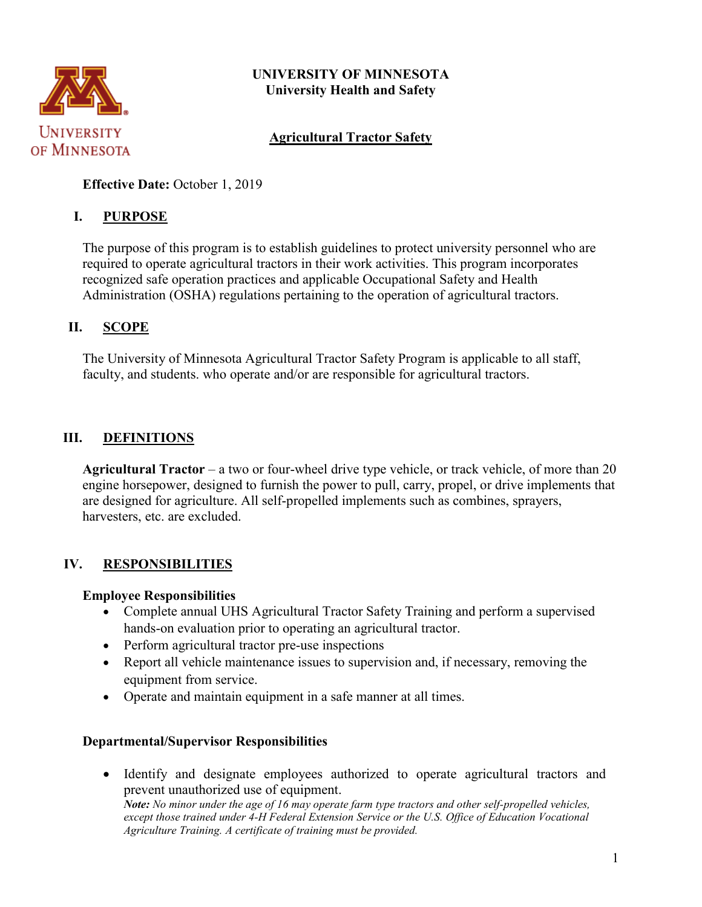**UNIVERSITY OF MINNESOTA**
**University Health and Safety**

# Agricultural Tractor Safety

**Effective Date:** October 1, 2019

## I. PURPOSE

The purpose of this program is to establish guidelines to protect university personnel who are required to operate agricultural tractors in their work activities. This program incorporates recognized safe operation practices and applicable Occupational Safety and Health Administration (OSHA) regulations pertaining to the operation of agricultural tractors.

## II. SCOPE

The University of Minnesota Agricultural Tractor Safety Program is applicable to all staff, faculty, and students. who operate and/or are responsible for agricultural tractors.

## III. DEFINITIONS

**Agricultural Tractor** – a two or four-wheel drive type vehicle, or track vehicle, of more than 20 engine horsepower, designed to furnish the power to pull, carry, propel, or drive implements that are designed for agriculture. All self-propelled implements such as combines, sprayers, harvesters, etc. are excluded.

## IV. RESPONSIBILITIES

**Employee Responsibilities**

- Complete annual UHS Agricultural Tractor Safety Training and perform a supervised hands-on evaluation prior to operating an agricultural tractor.
- Perform agricultural tractor pre-use inspections
- Report all vehicle maintenance issues to supervision and, if necessary, removing the equipment from service.
- Operate and maintain equipment in a safe manner at all times.

**Departmental/Supervisor Responsibilities**

- Identify and designate employees authorized to operate agricultural tractors and prevent unauthorized use of equipment.
  ***Note:*** *No minor under the age of 16 may operate farm type tractors and other self-propelled vehicles, except those trained under 4-H Federal Extension Service or the U.S. Office of Education Vocational Agriculture Training. A certificate of training must be provided.*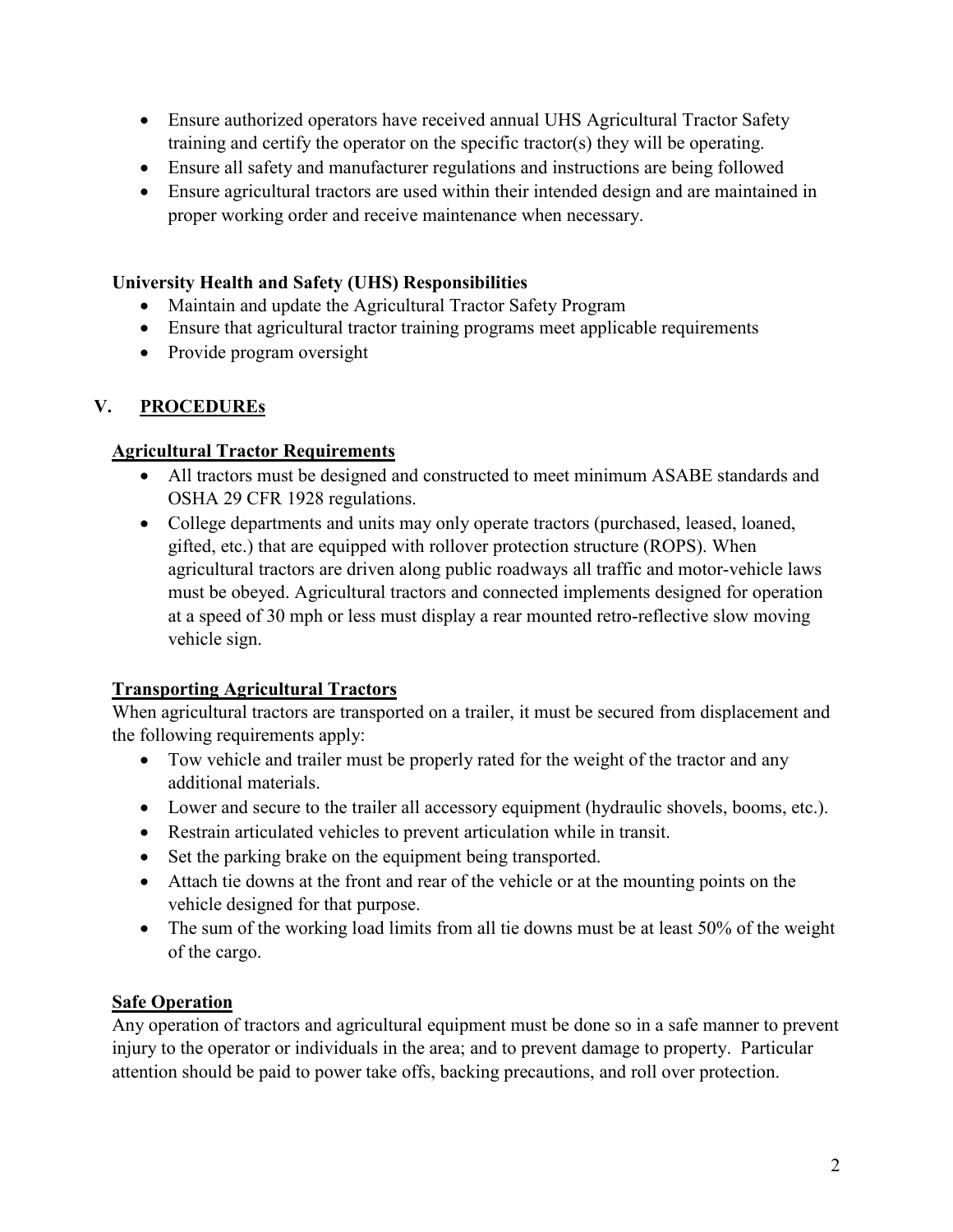- Ensure authorized operators have received annual UHS Agricultural Tractor Safety training and certify the operator on the specific tractor(s) they will be operating.
- Ensure all safety and manufacturer regulations and instructions are being followed
- Ensure agricultural tractors are used within their intended design and are maintained in proper working order and receive maintenance when necessary.

**University Health and Safety (UHS) Responsibilities**

- Maintain and update the Agricultural Tractor Safety Program
- Ensure that agricultural tractor training programs meet applicable requirements
- Provide program oversight

## V. PROCEDUREs

### Agricultural Tractor Requirements

- All tractors must be designed and constructed to meet minimum ASABE standards and OSHA 29 CFR 1928 regulations.
- College departments and units may only operate tractors (purchased, leased, loaned, gifted, etc.) that are equipped with rollover protection structure (ROPS). When agricultural tractors are driven along public roadways all traffic and motor-vehicle laws must be obeyed. Agricultural tractors and connected implements designed for operation at a speed of 30 mph or less must display a rear mounted retro-reflective slow moving vehicle sign.

### Transporting Agricultural Tractors

When agricultural tractors are transported on a trailer, it must be secured from displacement and the following requirements apply:

- Tow vehicle and trailer must be properly rated for the weight of the tractor and any additional materials.
- Lower and secure to the trailer all accessory equipment (hydraulic shovels, booms, etc.).
- Restrain articulated vehicles to prevent articulation while in transit.
- Set the parking brake on the equipment being transported.
- Attach tie downs at the front and rear of the vehicle or at the mounting points on the vehicle designed for that purpose.
- The sum of the working load limits from all tie downs must be at least 50% of the weight of the cargo.

### Safe Operation

Any operation of tractors and agricultural equipment must be done so in a safe manner to prevent injury to the operator or individuals in the area; and to prevent damage to property. Particular attention should be paid to power take offs, backing precautions, and roll over protection.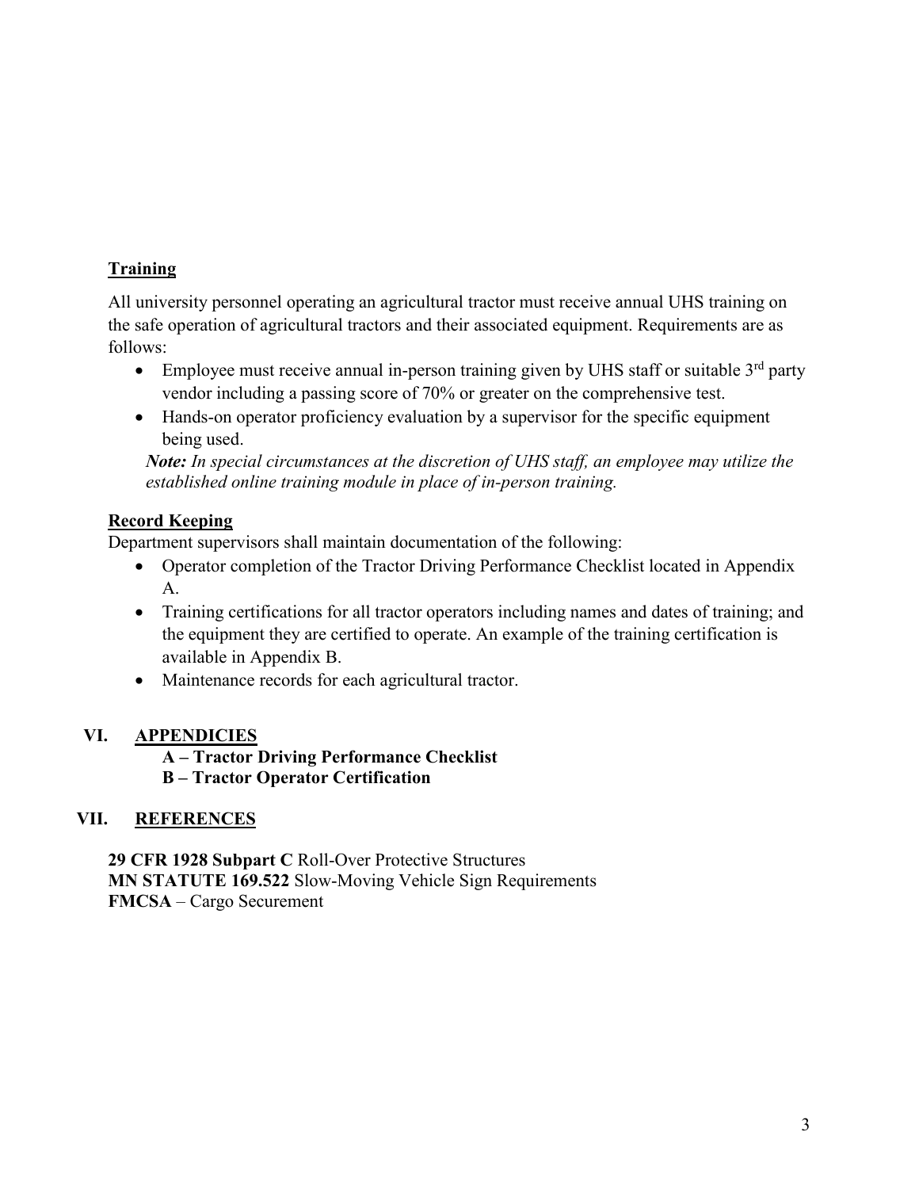**Training**

All university personnel operating an agricultural tractor must receive annual UHS training on the safe operation of agricultural tractors and their associated equipment. Requirements are as follows:

- Employee must receive annual in-person training given by UHS staff or suitable 3rd party vendor including a passing score of 70% or greater on the comprehensive test.
- Hands-on operator proficiency evaluation by a supervisor for the specific equipment being used.

***Note:*** *In special circumstances at the discretion of UHS staff, an employee may utilize the established online training module in place of in-person training.*

**Record Keeping**

Department supervisors shall maintain documentation of the following:

- Operator completion of the Tractor Driving Performance Checklist located in Appendix A.
- Training certifications for all tractor operators including names and dates of training; and the equipment they are certified to operate. An example of the training certification is available in Appendix B.
- Maintenance records for each agricultural tractor.

## VI. APPENDICIES

**A – Tractor Driving Performance Checklist**
**B – Tractor Operator Certification**

## VII. REFERENCES

**29 CFR 1928 Subpart C** Roll-Over Protective Structures
**MN STATUTE 169.522** Slow-Moving Vehicle Sign Requirements
**FMCSA** – Cargo Securement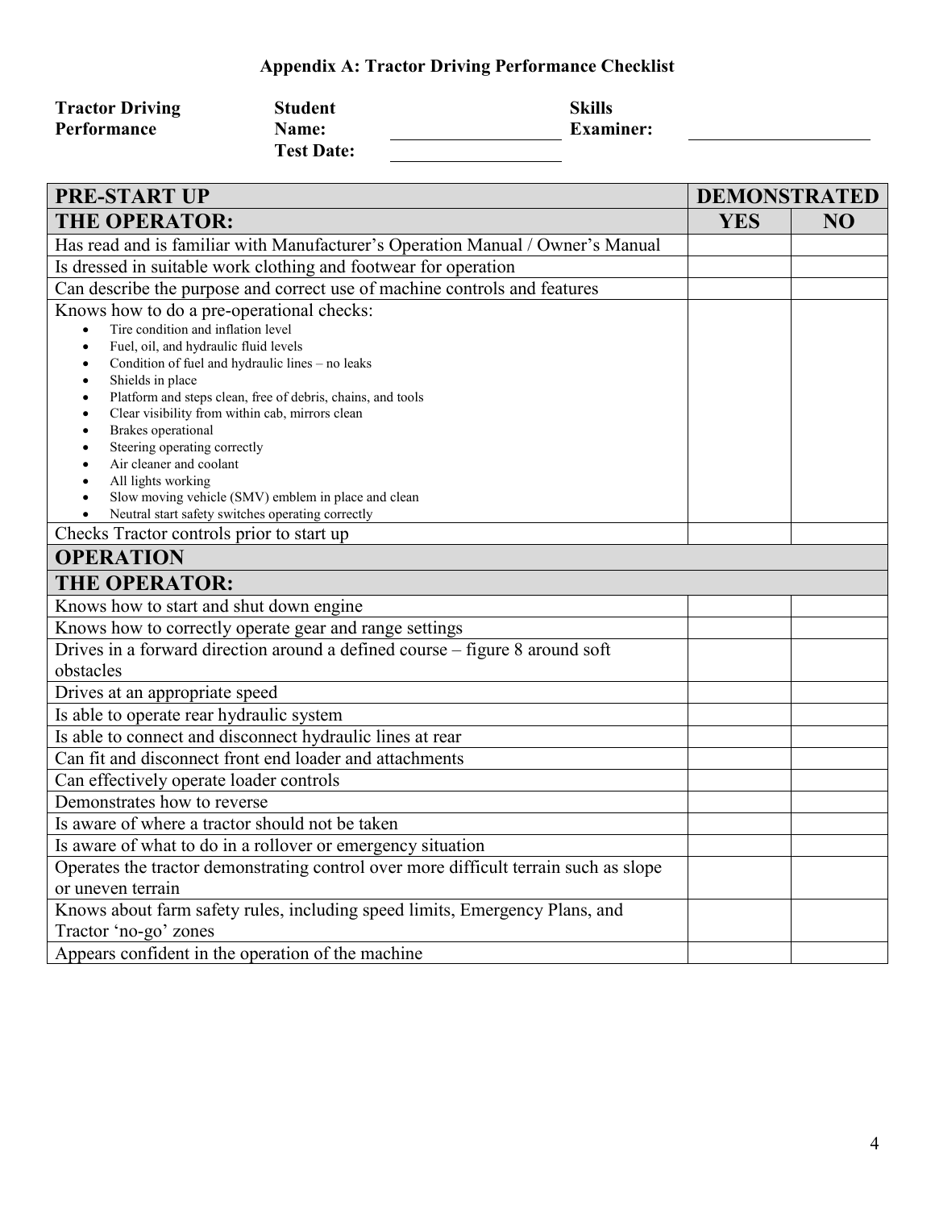# Appendix A: Tractor Driving Performance Checklist

**Tractor Driving Performance** | **Student Name:** ____________ | **Skills Examiner:** ____________

**Test Date:** ____________

| PRE-START UP | DEMONSTRATED | |
|---|---|---|
| **THE OPERATOR:** | **YES** | **NO** |
| Has read and is familiar with Manufacturer's Operation Manual / Owner's Manual | | |
| Is dressed in suitable work clothing and footwear for operation | | |
| Can describe the purpose and correct use of machine controls and features | | |
| Knows how to do a pre-operational checks:<br>• Tire condition and inflation level<br>• Fuel, oil, and hydraulic fluid levels<br>• Condition of fuel and hydraulic lines – no leaks<br>• Shields in place<br>• Platform and steps clean, free of debris, chains, and tools<br>• Clear visibility from within cab, mirrors clean<br>• Brakes operational<br>• Steering operating correctly<br>• Air cleaner and coolant<br>• All lights working<br>• Slow moving vehicle (SMV) emblem in place and clean<br>• Neutral start safety switches operating correctly | | |
| Checks Tractor controls prior to start up | | |
| **OPERATION** | | |
| **THE OPERATOR:** | | |
| Knows how to start and shut down engine | | |
| Knows how to correctly operate gear and range settings | | |
| Drives in a forward direction around a defined course – figure 8 around soft obstacles | | |
| Drives at an appropriate speed | | |
| Is able to operate rear hydraulic system | | |
| Is able to connect and disconnect hydraulic lines at rear | | |
| Can fit and disconnect front end loader and attachments | | |
| Can effectively operate loader controls | | |
| Demonstrates how to reverse | | |
| Is aware of where a tractor should not be taken | | |
| Is aware of what to do in a rollover or emergency situation | | |
| Operates the tractor demonstrating control over more difficult terrain such as slope or uneven terrain | | |
| Knows about farm safety rules, including speed limits, Emergency Plans, and Tractor 'no-go' zones | | |
| Appears confident in the operation of the machine | | |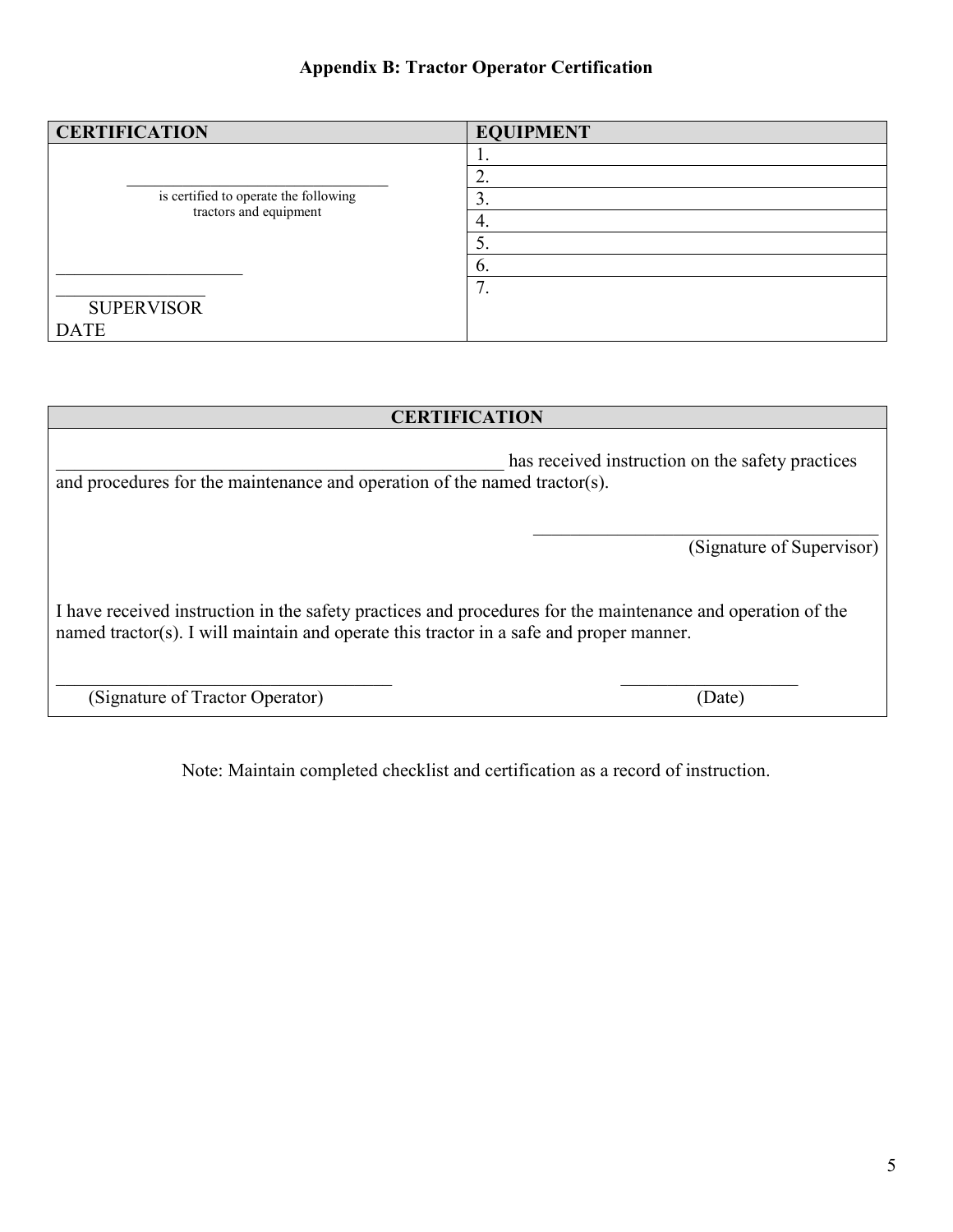### Appendix B: Tractor Operator Certification

| CERTIFICATION | EQUIPMENT |
|---|---|
| ______________________________ is certified to operate the following tractors and equipment | 1. |
| | 2. |
| | 3. |
| | 4. |
| | 5. |
| ______________________ | 6. |
| ________________ SUPERVISOR DATE | 7. |

| CERTIFICATION |
|---|
| __________________________________________________ has received instruction on the safety practices and procedures for the maintenance and operation of the named tractor(s). |
| ______________________________________ (Signature of Supervisor) |
| I have received instruction in the safety practices and procedures for the maintenance and operation of the named tractor(s). I will maintain and operate this tractor in a safe and proper manner. |
| _____________________________________ (Signature of Tractor Operator) ____________________ (Date) |

Note: Maintain completed checklist and certification as a record of instruction.